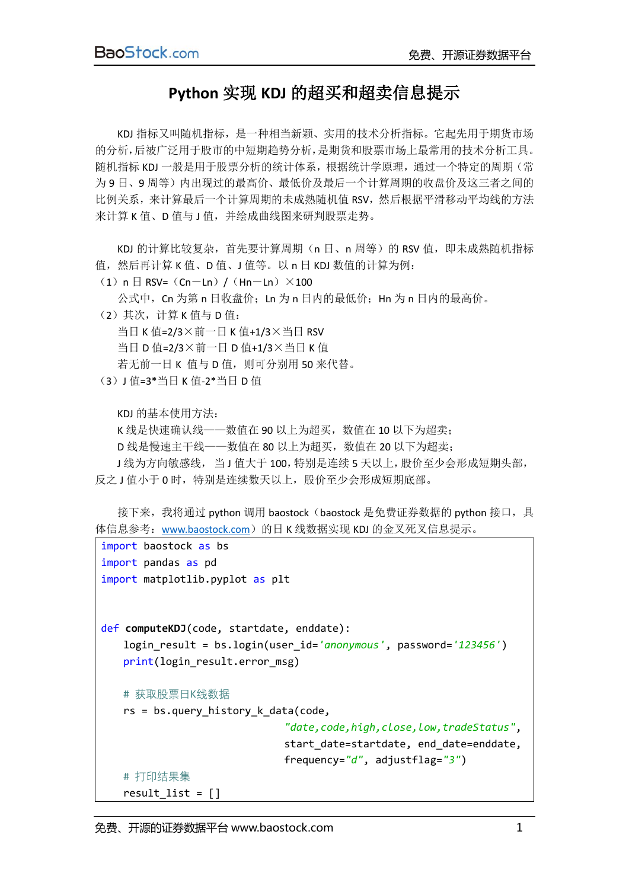# Python 实现 KDJ 的超买和超卖信息提示

KDJ 指标又叫随机指标，是一种相当新颖、实用的技术分析指标。它起先用于期货市场的分析，后被广泛用于股市的中短期趋势分析，是期货和股票市场上最常用的技术分析工具。随机指标 KDJ 一般是用于股票分析的统计体系，根据统计学原理，通过一个特定的周期（常为 9 日、9 周等）内出现过的最高价、最低价及最后一个计算周期的收盘价及这三者之间的比例关系，来计算最后一个计算周期的未成熟随机值 RSV，然后根据平滑移动平均线的方法来计算 K 值、D 值与 J 值，并绘成曲线图来研判股票走势。

KDJ 的计算比较复杂，首先要计算周期（n 日、n 周等）的 RSV 值，即未成熟随机指标值，然后再计算 K 值、D 值、J 值等。以 n 日 KDJ 数值的计算为例：

（1）n 日 RSV=（Cn－Ln）/（Hn－Ln）×100

公式中，Cn 为第 n 日收盘价；Ln 为 n 日内的最低价；Hn 为 n 日内的最高价。

（2）其次，计算 K 值与 D 值：

当日 K 值=2/3×前一日 K 值+1/3×当日 RSV

当日 D 值=2/3×前一日 D 值+1/3×当日 K 值

若无前一日 K 值与 D 值，则可分别用 50 来代替。

（3）J 值=3*当日 K 值-2*当日 D 值

KDJ 的基本使用方法：

K 线是快速确认线——数值在 90 以上为超买，数值在 10 以下为超卖；

D 线是慢速主干线——数值在 80 以上为超买，数值在 20 以下为超卖；

J 线为方向敏感线，当 J 值大于 100，特别是连续 5 天以上，股价至少会形成短期头部，反之 J 值小于 0 时，特别是连续数天以上，股价至少会形成短期底部。

接下来，我将通过 python 调用 baostock（baostock 是免费证券数据的 python 接口，具体信息参考：www.baostock.com）的日 K 线数据实现 KDJ 的金叉死叉信息提示。

```python
import baostock as bs
import pandas as pd
import matplotlib.pyplot as plt


def computeKDJ(code, startdate, enddate):
    login_result = bs.login(user_id='anonymous', password='123456')
    print(login_result.error_msg)

    # 获取股票日K线数据
    rs = bs.query_history_k_data(code,
                                 "date,code,high,close,low,tradeStatus",
                                 start_date=startdate, end_date=enddate,
                                 frequency="d", adjustflag="3")
    # 打印结果集
    result_list = []
```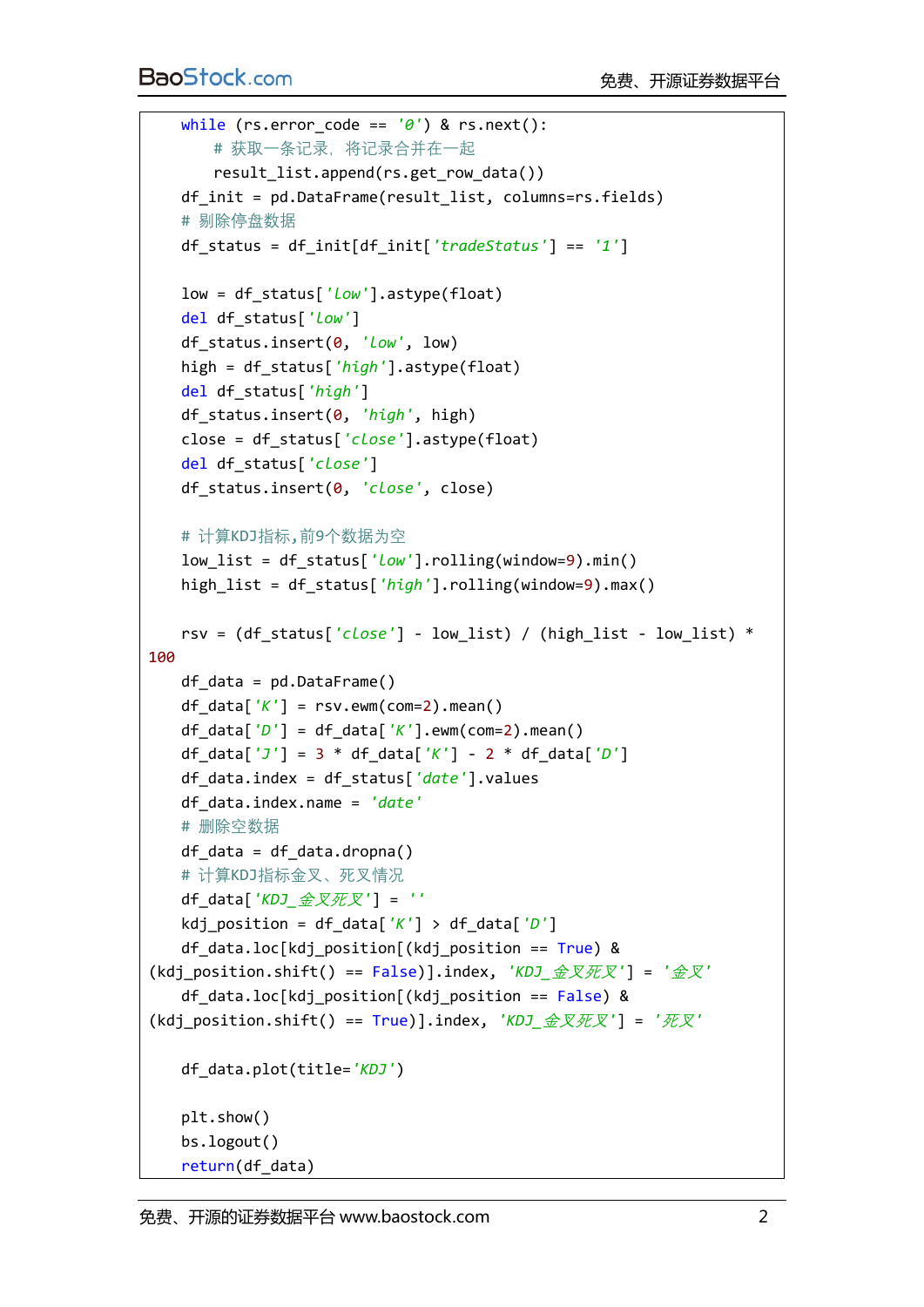```python
    while (rs.error_code == '0') & rs.next():
        # 获取一条记录，将记录合并在一起
        result_list.append(rs.get_row_data())
    df_init = pd.DataFrame(result_list, columns=rs.fields)
    # 剔除停盘数据
    df_status = df_init[df_init['tradeStatus'] == '1']

    low = df_status['low'].astype(float)
    del df_status['low']
    df_status.insert(0, 'low', low)
    high = df_status['high'].astype(float)
    del df_status['high']
    df_status.insert(0, 'high', high)
    close = df_status['close'].astype(float)
    del df_status['close']
    df_status.insert(0, 'close', close)

    # 计算KDJ指标,前9个数据为空
    low_list = df_status['low'].rolling(window=9).min()
    high_list = df_status['high'].rolling(window=9).max()

    rsv = (df_status['close'] - low_list) / (high_list - low_list) *
100
    df_data = pd.DataFrame()
    df_data['K'] = rsv.ewm(com=2).mean()
    df_data['D'] = df_data['K'].ewm(com=2).mean()
    df_data['J'] = 3 * df_data['K'] - 2 * df_data['D']
    df_data.index = df_status['date'].values
    df_data.index.name = 'date'
    # 删除空数据
    df_data = df_data.dropna()
    # 计算KDJ指标金叉、死叉情况
    df_data['KDJ_金叉死叉'] = ''
    kdj_position = df_data['K'] > df_data['D']
    df_data.loc[kdj_position[(kdj_position == True) &
(kdj_position.shift() == False)].index, 'KDJ_金叉死叉'] = '金叉'
    df_data.loc[kdj_position[(kdj_position == False) &
(kdj_position.shift() == True)].index, 'KDJ_金叉死叉'] = '死叉'

    df_data.plot(title='KDJ')

    plt.show()
    bs.logout()
    return(df_data)
```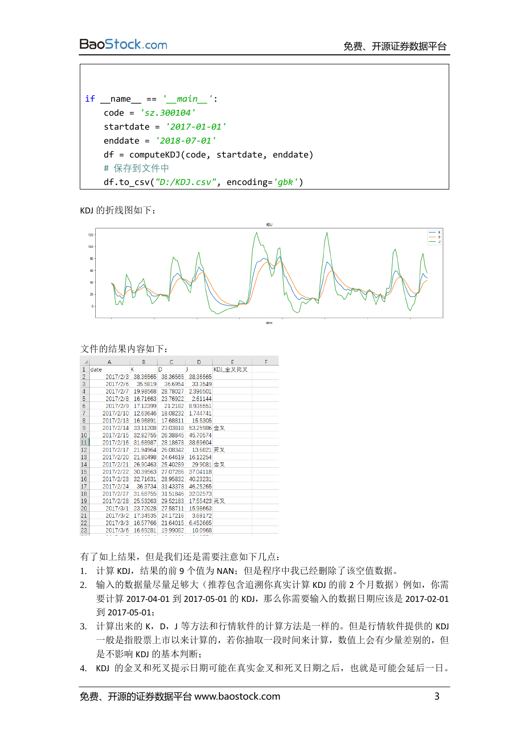```python
if __name__ == '__main__':
    code = 'sz.300104'
    startdate = '2017-01-01'
    enddate = '2018-07-01'
    df = computeKDJ(code, startdate, enddate)
    # 保存到文件中
    df.to_csv("D:/KDJ.csv", encoding='gbk')
```

KDJ 的折线图如下：

KDJ

120
100
80
60
40
20
0

K
D
J

date

文件的结果内容如下：

| | A | B | C | D | E | F |
|---|---|---|---|---|---|---|
| 1 | date | K | D | J | KDJ_金叉死叉 | |
| 2 | 2017/2/3 | 38.36565 | 38.36565 | 38.36565 | | |
| 3 | 2017/2/6 | 35.5819 | 35.6954 | 33.3549 | | |
| 4 | 2017/2/7 | 19.98568 | 28.78027 | 2.396501 | | |
| 5 | 2017/2/8 | 16.71663 | 23.76922 | 2.61144 | | |
| 6 | 2017/2/9 | 17.12399 | 21.2182 | 8.935551 | | |
| 7 | 2017/2/10 | 12.63646 | 18.08232 | 1.744741 | | |
| 8 | 2017/2/13 | 16.96891 | 17.68811 | 15.5305 | | |
| 9 | 2017/2/14 | 33.11208 | 23.03818 | 53.25986 | 金叉 | |
| 10 | 2017/2/15 | 32.82755 | 26.38845 | 45.70574 | | |
| 11 | 2017/2/16 | 31.68987 | 28.18678 | 38.69604 | | |
| 12 | 2017/2/17 | 21.94964 | 26.08342 | 13.6821 | 死叉 | |
| 13 | 2017/2/20 | 21.80498 | 24.64619 | 16.12254 | | |
| 14 | 2017/2/21 | 26.90463 | 25.40289 | 29.9081 | 金叉 | |
| 15 | 2017/2/22 | 30.39563 | 27.07286 | 37.04118 | | |
| 16 | 2017/2/23 | 32.71631 | 28.95832 | 40.23231 | | |
| 17 | 2017/2/24 | 36.3734 | 31.43378 | 46.25265 | | |
| 18 | 2017/2/27 | 31.68755 | 31.51846 | 32.02573 | | |
| 19 | 2017/2/28 | 25.53263 | 29.52183 | 17.55423 | 死叉 | |
| 20 | 2017/3/1 | 23.72028 | 27.58711 | 15.98663 | | |
| 21 | 2017/3/2 | 17.34535 | 24.17216 | 3.69172 | | |
| 22 | 2017/3/3 | 16.57766 | 21.64015 | 6.452665 | | |
| 23 | 2017/3/6 | 16.69281 | 19.99082 | 10.0968 | | |

有了如上结果，但是我们还是需要注意如下几点：

1. 计算 KDJ，结果的前 9 个值为 NAN；但是程序中我已经删除了该空值数据。
2. 输入的数据量尽量足够大（推荐包含追溯你真实计算 KDJ 的前 2 个月数据）例如，你需要计算 2017-04-01 到 2017-05-01 的 KDJ，那么你需要输入的数据日期应该是 2017-02-01 到 2017-05-01；
3. 计算出来的 K，D，J 等方法和行情软件的计算方法是一样的。但是行情软件提供的 KDJ 一般是指股票上市以来计算的，若你抽取一段时间来计算，数值上会有少量差别的，但是不影响 KDJ 的基本判断；
4. KDJ 的金叉和死叉提示日期可能在真实金叉和死叉日期之后，也就是可能会延后一日。